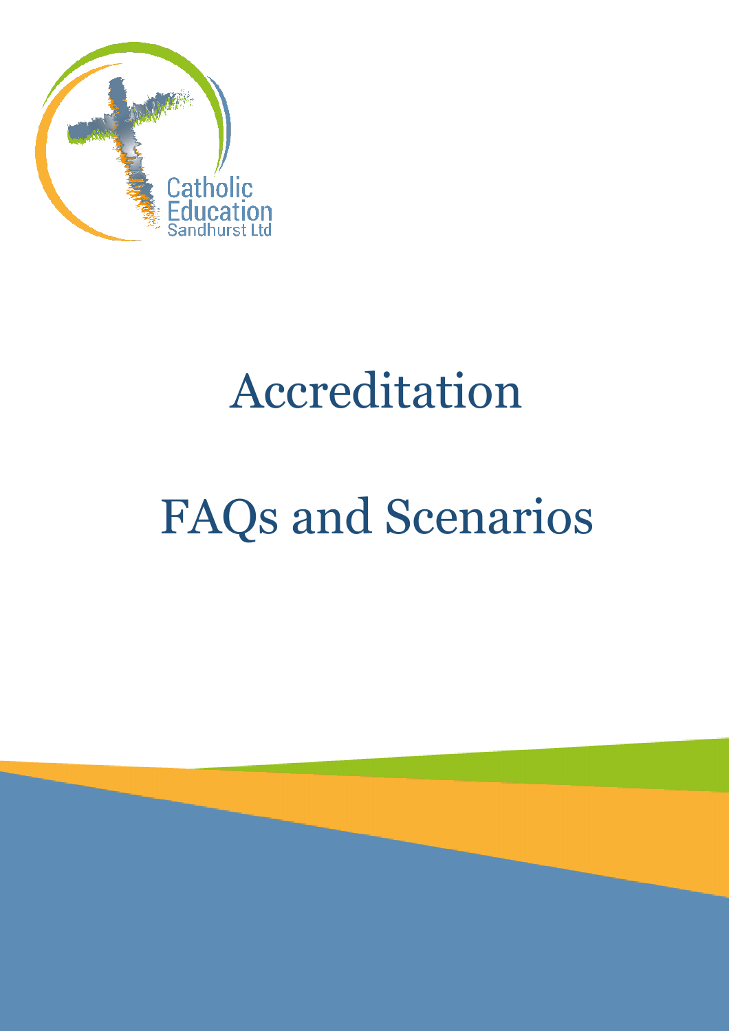Catholic Education Sandhurst Ltd

# Accreditation

# FAQs and Scenarios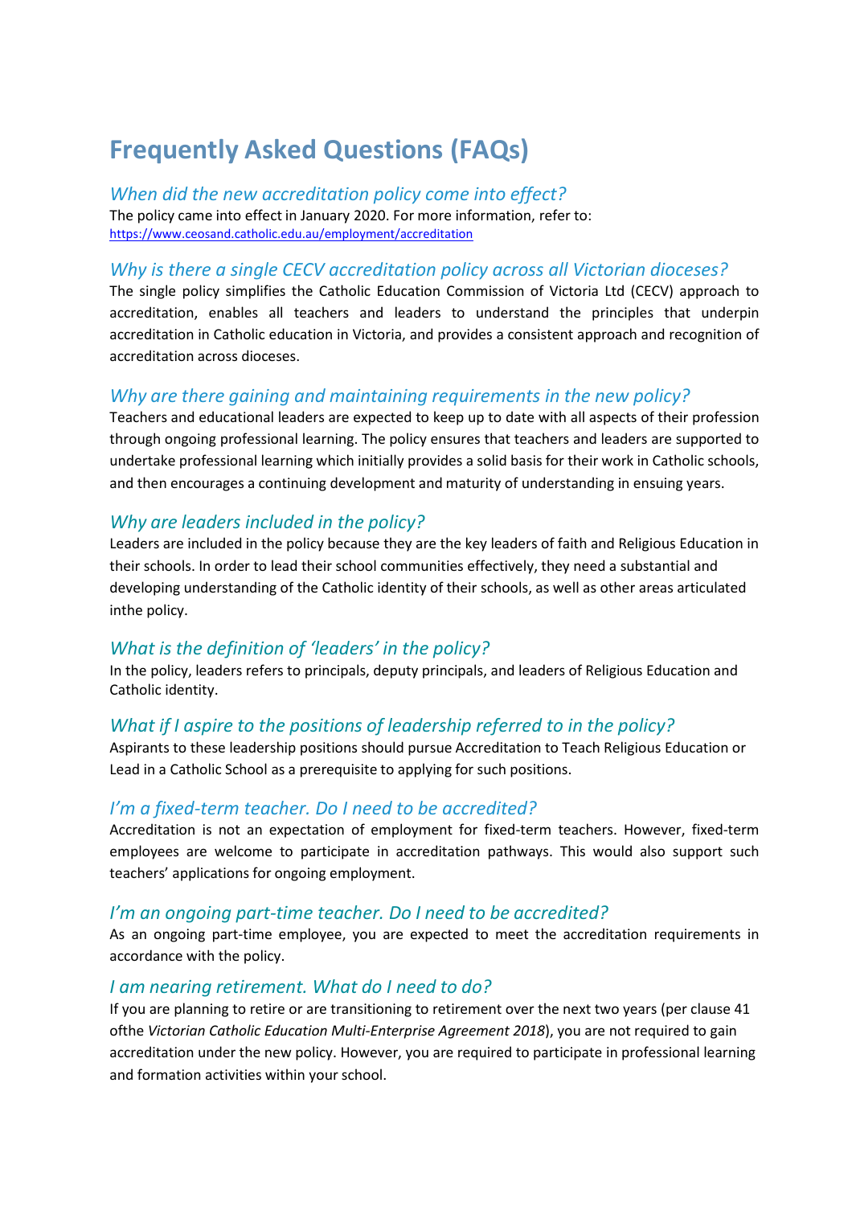# Frequently Asked Questions (FAQs)

### *When did the new accreditation policy come into effect?*

The policy came into effect in January 2020. For more information, refer to: https://www.ceosand.catholic.edu.au/employment/accreditation

### *Why is there a single CECV accreditation policy across all Victorian dioceses?*

The single policy simplifies the Catholic Education Commission of Victoria Ltd (CECV) approach to accreditation, enables all teachers and leaders to understand the principles that underpin accreditation in Catholic education in Victoria, and provides a consistent approach and recognition of accreditation across dioceses.

### *Why are there gaining and maintaining requirements in the new policy?*

Teachers and educational leaders are expected to keep up to date with all aspects of their profession through ongoing professional learning. The policy ensures that teachers and leaders are supported to undertake professional learning which initially provides a solid basis for their work in Catholic schools, and then encourages a continuing development and maturity of understanding in ensuing years.

### *Why are leaders included in the policy?*

Leaders are included in the policy because they are the key leaders of faith and Religious Education in their schools. In order to lead their school communities effectively, they need a substantial and developing understanding of the Catholic identity of their schools, as well as other areas articulated inthe policy.

### *What is the definition of 'leaders' in the policy?*

In the policy, leaders refers to principals, deputy principals, and leaders of Religious Education and Catholic identity.

### *What if I aspire to the positions of leadership referred to in the policy?*

Aspirants to these leadership positions should pursue Accreditation to Teach Religious Education or Lead in a Catholic School as a prerequisite to applying for such positions.

### *I'm a fixed-term teacher. Do I need to be accredited?*

Accreditation is not an expectation of employment for fixed-term teachers. However, fixed-term employees are welcome to participate in accreditation pathways. This would also support such teachers' applications for ongoing employment.

### *I'm an ongoing part-time teacher. Do I need to be accredited?*

As an ongoing part-time employee, you are expected to meet the accreditation requirements in accordance with the policy.

### *I am nearing retirement. What do I need to do?*

If you are planning to retire or are transitioning to retirement over the next two years (per clause 41 ofthe *Victorian Catholic Education Multi-Enterprise Agreement 2018*), you are not required to gain accreditation under the new policy. However, you are required to participate in professional learning and formation activities within your school.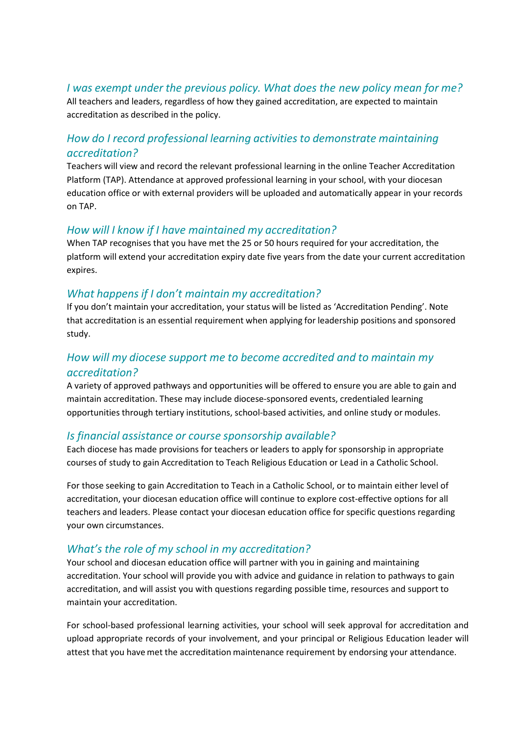### *I was exempt under the previous policy. What does the new policy mean for me?*

All teachers and leaders, regardless of how they gained accreditation, are expected to maintain accreditation as described in the policy.

### *How do I record professional learning activities to demonstrate maintaining accreditation?*

Teachers will view and record the relevant professional learning in the online Teacher Accreditation Platform (TAP). Attendance at approved professional learning in your school, with your diocesan education office or with external providers will be uploaded and automatically appear in your records on TAP.

### *How will I know if I have maintained my accreditation?*

When TAP recognises that you have met the 25 or 50 hours required for your accreditation, the platform will extend your accreditation expiry date five years from the date your current accreditation expires.

### *What happens if I don't maintain my accreditation?*

If you don't maintain your accreditation, your status will be listed as 'Accreditation Pending'. Note that accreditation is an essential requirement when applying for leadership positions and sponsored study.

### *How will my diocese support me to become accredited and to maintain my accreditation?*

A variety of approved pathways and opportunities will be offered to ensure you are able to gain and maintain accreditation. These may include diocese-sponsored events, credentialed learning opportunities through tertiary institutions, school-based activities, and online study or modules.

### *Is financial assistance or course sponsorship available?*

Each diocese has made provisions for teachers or leaders to apply for sponsorship in appropriate courses of study to gain Accreditation to Teach Religious Education or Lead in a Catholic School.

For those seeking to gain Accreditation to Teach in a Catholic School, or to maintain either level of accreditation, your diocesan education office will continue to explore cost-effective options for all teachers and leaders. Please contact your diocesan education office for specific questions regarding your own circumstances.

### *What's the role of my school in my accreditation?*

Your school and diocesan education office will partner with you in gaining and maintaining accreditation. Your school will provide you with advice and guidance in relation to pathways to gain accreditation, and will assist you with questions regarding possible time, resources and support to maintain your accreditation.

For school-based professional learning activities, your school will seek approval for accreditation and upload appropriate records of your involvement, and your principal or Religious Education leader will attest that you have met the accreditation maintenance requirement by endorsing your attendance.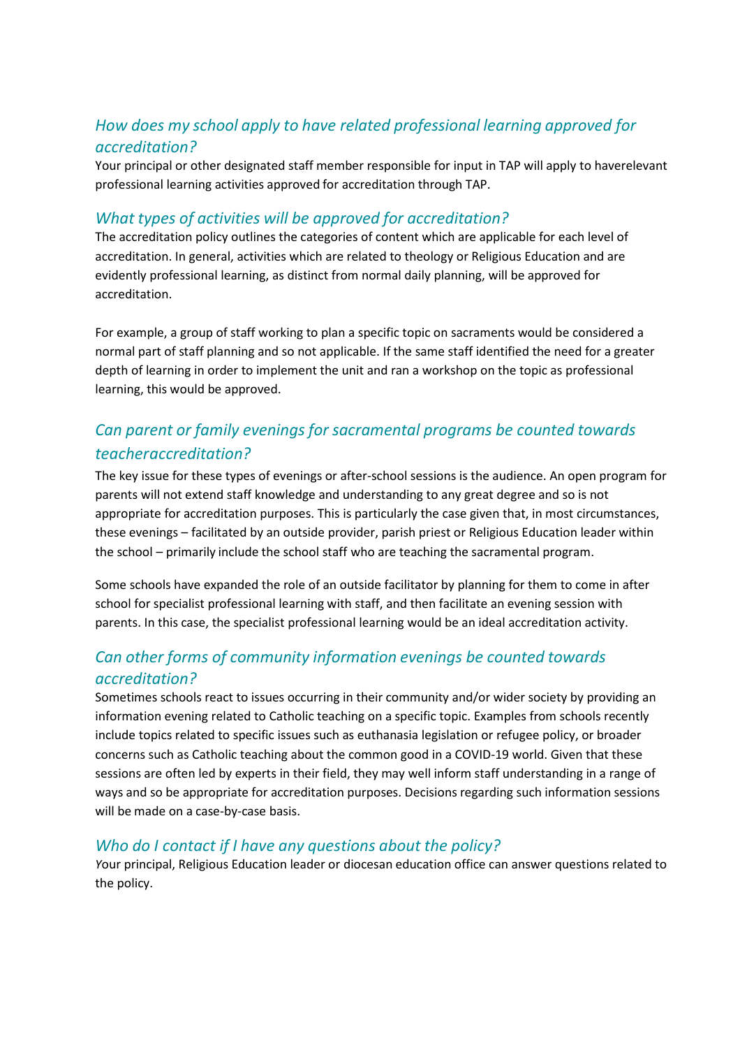## *How does my school apply to have related professional learning approved for accreditation?*

Your principal or other designated staff member responsible for input in TAP will apply to haverelevant professional learning activities approved for accreditation through TAP.

## *What types of activities will be approved for accreditation?*

The accreditation policy outlines the categories of content which are applicable for each level of accreditation. In general, activities which are related to theology or Religious Education and are evidently professional learning, as distinct from normal daily planning, will be approved for accreditation.

For example, a group of staff working to plan a specific topic on sacraments would be considered a normal part of staff planning and so not applicable. If the same staff identified the need for a greater depth of learning in order to implement the unit and ran a workshop on the topic as professional learning, this would be approved.

## *Can parent or family evenings for sacramental programs be counted towards teacheraccreditation?*

The key issue for these types of evenings or after-school sessions is the audience. An open program for parents will not extend staff knowledge and understanding to any great degree and so is not appropriate for accreditation purposes. This is particularly the case given that, in most circumstances, these evenings – facilitated by an outside provider, parish priest or Religious Education leader within the school – primarily include the school staff who are teaching the sacramental program.

Some schools have expanded the role of an outside facilitator by planning for them to come in after school for specialist professional learning with staff, and then facilitate an evening session with parents. In this case, the specialist professional learning would be an ideal accreditation activity.

## *Can other forms of community information evenings be counted towards accreditation?*

Sometimes schools react to issues occurring in their community and/or wider society by providing an information evening related to Catholic teaching on a specific topic. Examples from schools recently include topics related to specific issues such as euthanasia legislation or refugee policy, or broader concerns such as Catholic teaching about the common good in a COVID-19 world. Given that these sessions are often led by experts in their field, they may well inform staff understanding in a range of ways and so be appropriate for accreditation purposes. Decisions regarding such information sessions will be made on a case-by-case basis.

## *Who do I contact if I have any questions about the policy?*

Your principal, Religious Education leader or diocesan education office can answer questions related to the policy.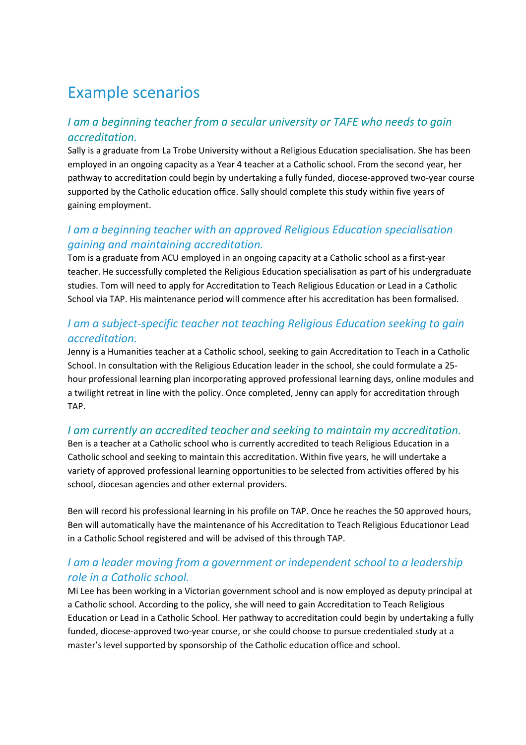# Example scenarios

### *I am a beginning teacher from a secular university or TAFE who needs to gain accreditation.*

Sally is a graduate from La Trobe University without a Religious Education specialisation. She has been employed in an ongoing capacity as a Year 4 teacher at a Catholic school. From the second year, her pathway to accreditation could begin by undertaking a fully funded, diocese-approved two-year course supported by the Catholic education office. Sally should complete this study within five years of gaining employment.

### *I am a beginning teacher with an approved Religious Education specialisation gaining and maintaining accreditation.*

Tom is a graduate from ACU employed in an ongoing capacity at a Catholic school as a first-year teacher. He successfully completed the Religious Education specialisation as part of his undergraduate studies. Tom will need to apply for Accreditation to Teach Religious Education or Lead in a Catholic School via TAP. His maintenance period will commence after his accreditation has been formalised.

### *I am a subject-specific teacher not teaching Religious Education seeking to gain accreditation.*

Jenny is a Humanities teacher at a Catholic school, seeking to gain Accreditation to Teach in a Catholic School. In consultation with the Religious Education leader in the school, she could formulate a 25-hour professional learning plan incorporating approved professional learning days, online modules and a twilight retreat in line with the policy. Once completed, Jenny can apply for accreditation through TAP.

### *I am currently an accredited teacher and seeking to maintain my accreditation.*

Ben is a teacher at a Catholic school who is currently accredited to teach Religious Education in a Catholic school and seeking to maintain this accreditation. Within five years, he will undertake a variety of approved professional learning opportunities to be selected from activities offered by his school, diocesan agencies and other external providers.

Ben will record his professional learning in his profile on TAP. Once he reaches the 50 approved hours, Ben will automatically have the maintenance of his Accreditation to Teach Religious Educationor Lead in a Catholic School registered and will be advised of this through TAP.

### *I am a leader moving from a government or independent school to a leadership role in a Catholic school.*

Mi Lee has been working in a Victorian government school and is now employed as deputy principal at a Catholic school. According to the policy, she will need to gain Accreditation to Teach Religious Education or Lead in a Catholic School. Her pathway to accreditation could begin by undertaking a fully funded, diocese-approved two-year course, or she could choose to pursue credentialed study at a master's level supported by sponsorship of the Catholic education office and school.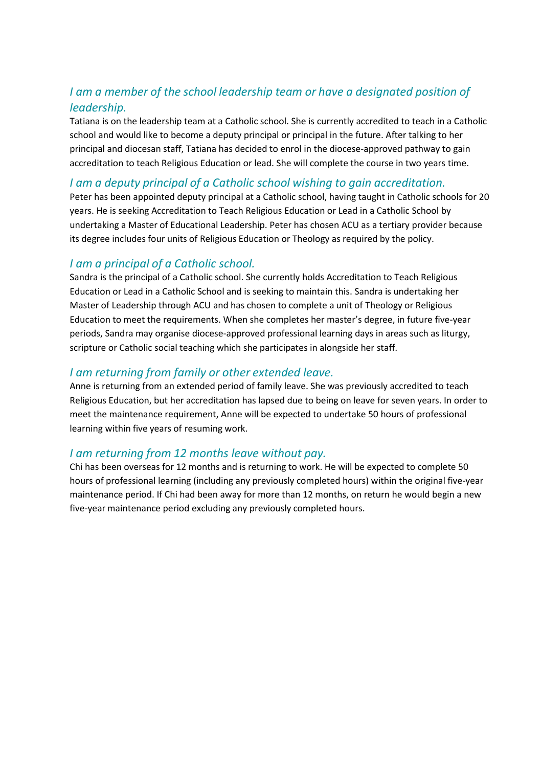### *I am a member of the school leadership team or have a designated position of leadership.*

Tatiana is on the leadership team at a Catholic school. She is currently accredited to teach in a Catholic school and would like to become a deputy principal or principal in the future. After talking to her principal and diocesan staff, Tatiana has decided to enrol in the diocese-approved pathway to gain accreditation to teach Religious Education or lead. She will complete the course in two years time.

### *I am a deputy principal of a Catholic school wishing to gain accreditation.*

Peter has been appointed deputy principal at a Catholic school, having taught in Catholic schools for 20 years. He is seeking Accreditation to Teach Religious Education or Lead in a Catholic School by undertaking a Master of Educational Leadership. Peter has chosen ACU as a tertiary provider because its degree includes four units of Religious Education or Theology as required by the policy.

### *I am a principal of a Catholic school.*

Sandra is the principal of a Catholic school. She currently holds Accreditation to Teach Religious Education or Lead in a Catholic School and is seeking to maintain this. Sandra is undertaking her Master of Leadership through ACU and has chosen to complete a unit of Theology or Religious Education to meet the requirements. When she completes her master's degree, in future five-year periods, Sandra may organise diocese-approved professional learning days in areas such as liturgy, scripture or Catholic social teaching which she participates in alongside her staff.

### *I am returning from family or other extended leave.*

Anne is returning from an extended period of family leave. She was previously accredited to teach Religious Education, but her accreditation has lapsed due to being on leave for seven years. In order to meet the maintenance requirement, Anne will be expected to undertake 50 hours of professional learning within five years of resuming work.

### *I am returning from 12 months leave without pay.*

Chi has been overseas for 12 months and is returning to work. He will be expected to complete 50 hours of professional learning (including any previously completed hours) within the original five-year maintenance period. If Chi had been away for more than 12 months, on return he would begin a new five-year maintenance period excluding any previously completed hours.